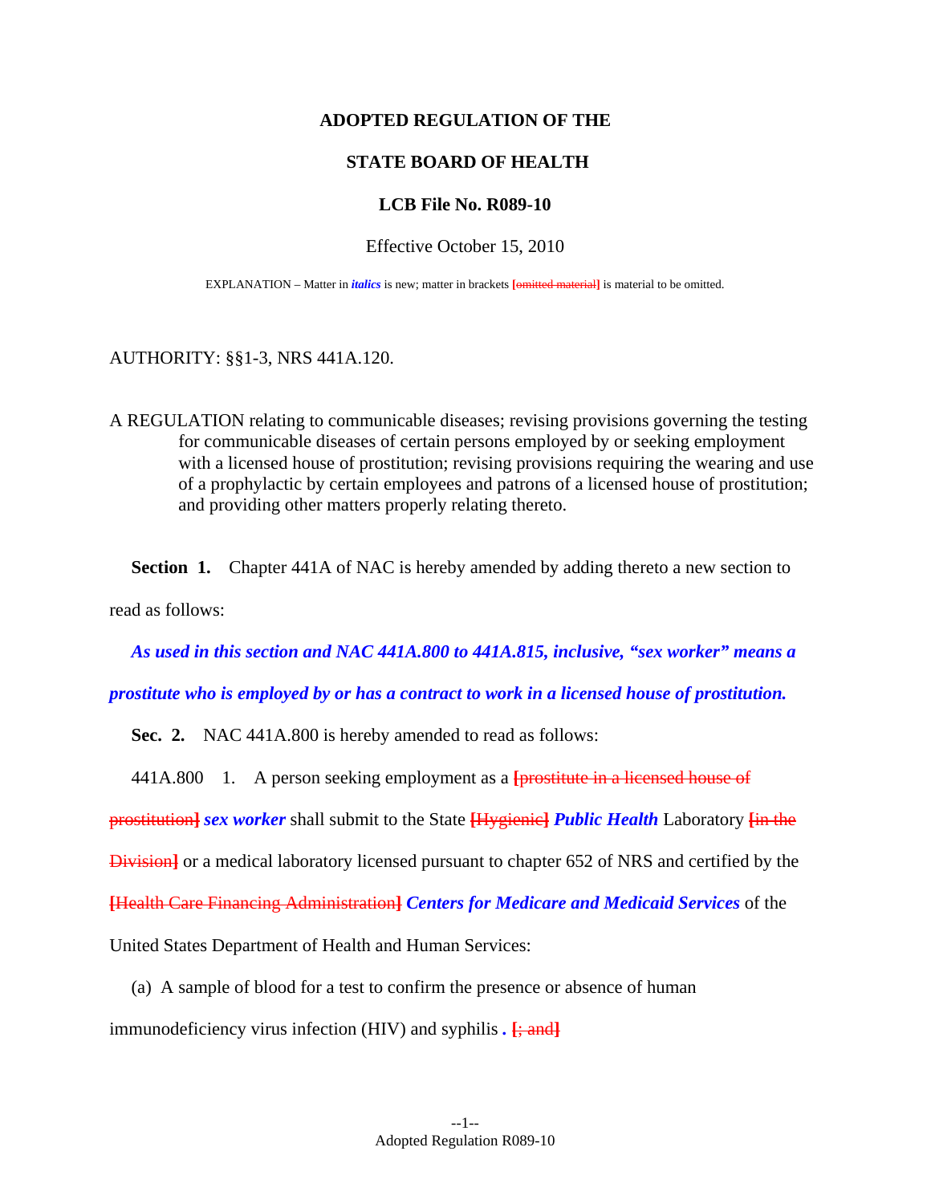**ADOPTED REGULATION OF THE**

**STATE BOARD OF HEALTH**

**LCB File No. R089-10**

Effective October 15, 2010

EXPLANATION – Matter in ***italics*** is new; matter in brackets **[~~omitted material~~]** is material to be omitted.

AUTHORITY: §§1-3, NRS 441A.120.

A REGULATION relating to communicable diseases; revising provisions governing the testing for communicable diseases of certain persons employed by or seeking employment with a licensed house of prostitution; revising provisions requiring the wearing and use of a prophylactic by certain employees and patrons of a licensed house of prostitution; and providing other matters properly relating thereto.

**Section 1.** Chapter 441A of NAC is hereby amended by adding thereto a new section to read as follows:

***As used in this section and NAC 441A.800 to 441A.815, inclusive, "sex worker" means a prostitute who is employed by or has a contract to work in a licensed house of prostitution.***

**Sec. 2.** NAC 441A.800 is hereby amended to read as follows:

441A.800 1. A person seeking employment as a **[~~prostitute in a licensed house of prostitution~~]** ***sex worker*** shall submit to the State **[~~Hygienic~~]** ***Public Health*** Laboratory **[~~in the Division~~]** or a medical laboratory licensed pursuant to chapter 652 of NRS and certified by the **[~~Health Care Financing Administration~~]** ***Centers for Medicare and Medicaid Services*** of the United States Department of Health and Human Services:

(a) A sample of blood for a test to confirm the presence or absence of human immunodeficiency virus infection (HIV) and syphilis ***.*** **[~~; and~~]**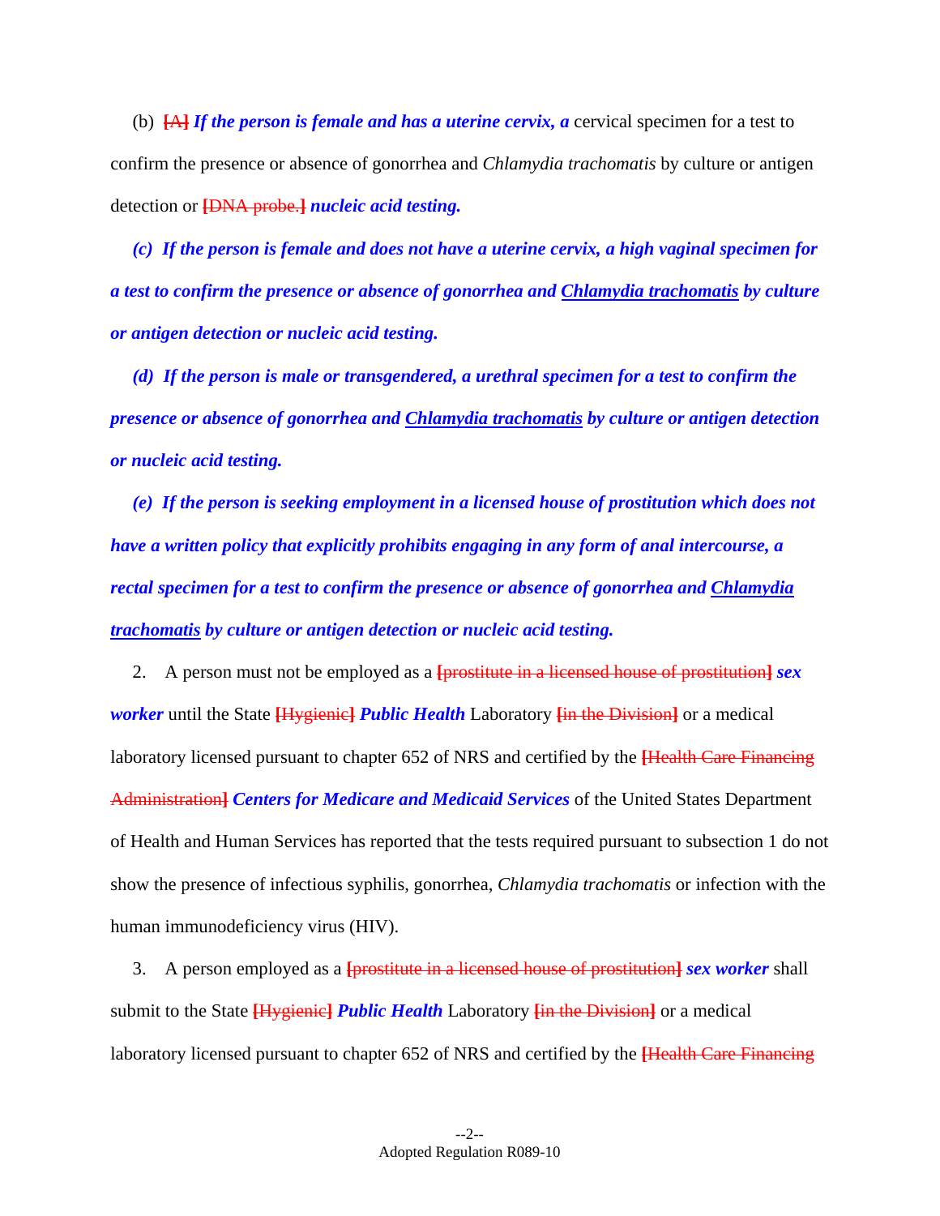(b) ~~[A]~~ ***If the person is female and has a uterine cervix, a*** cervical specimen for a test to confirm the presence or absence of gonorrhea and *Chlamydia trachomatis* by culture or antigen detection or ~~[DNA probe.]~~ ***nucleic acid testing.***

***(c) If the person is female and does not have a uterine cervix, a high vaginal specimen for a test to confirm the presence or absence of gonorrhea and Chlamydia trachomatis by culture or antigen detection or nucleic acid testing.***

***(d) If the person is male or transgendered, a urethral specimen for a test to confirm the presence or absence of gonorrhea and Chlamydia trachomatis by culture or antigen detection or nucleic acid testing.***

***(e) If the person is seeking employment in a licensed house of prostitution which does not have a written policy that explicitly prohibits engaging in any form of anal intercourse, a rectal specimen for a test to confirm the presence or absence of gonorrhea and Chlamydia trachomatis by culture or antigen detection or nucleic acid testing.***

2. A person must not be employed as a ~~[prostitute in a licensed house of prostitution]~~ ***sex worker*** until the State ~~[Hygienic]~~ ***Public Health*** Laboratory ~~[in the Division]~~ or a medical laboratory licensed pursuant to chapter 652 of NRS and certified by the ~~[Health Care Financing Administration]~~ ***Centers for Medicare and Medicaid Services*** of the United States Department of Health and Human Services has reported that the tests required pursuant to subsection 1 do not show the presence of infectious syphilis, gonorrhea, *Chlamydia trachomatis* or infection with the human immunodeficiency virus (HIV).

3. A person employed as a ~~[prostitute in a licensed house of prostitution]~~ ***sex worker*** shall submit to the State ~~[Hygienic]~~ ***Public Health*** Laboratory ~~[in the Division]~~ or a medical laboratory licensed pursuant to chapter 652 of NRS and certified by the ~~[Health Care Financing~~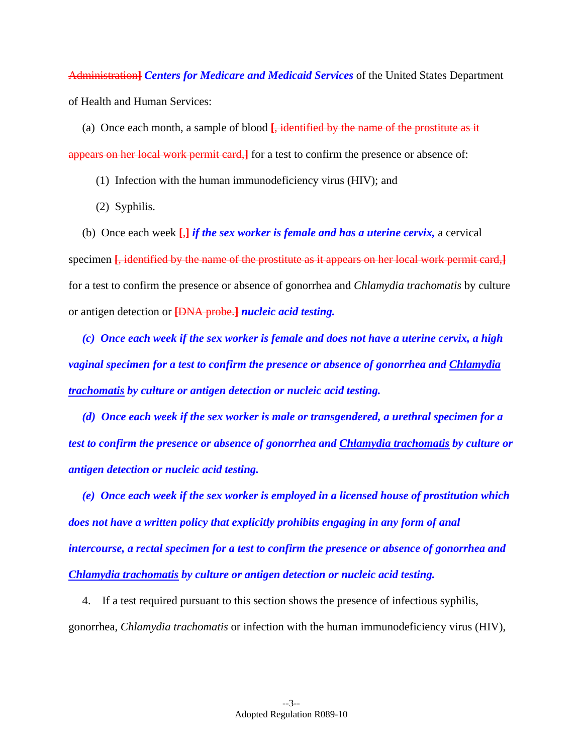~~Administration]~~ ***Centers for Medicare and Medicaid Services*** of the United States Department of Health and Human Services:

(a) Once each month, a sample of blood ~~[, identified by the name of the prostitute as it appears on her local work permit card,]~~ for a test to confirm the presence or absence of:

(1) Infection with the human immunodeficiency virus (HIV); and

(2) Syphilis.

(b) Once each week ~~[,]~~ ***if the sex worker is female and has a uterine cervix,*** a cervical specimen ~~[, identified by the name of the prostitute as it appears on her local work permit card,]~~ for a test to confirm the presence or absence of gonorrhea and *Chlamydia trachomatis* by culture or antigen detection or ~~[DNA probe.]~~ ***nucleic acid testing.***

***(c) Once each week if the sex worker is female and does not have a uterine cervix, a high vaginal specimen for a test to confirm the presence or absence of gonorrhea and <u>Chlamydia trachomatis</u> by culture or antigen detection or nucleic acid testing.***

***(d) Once each week if the sex worker is male or transgendered, a urethral specimen for a test to confirm the presence or absence of gonorrhea and <u>Chlamydia trachomatis</u> by culture or antigen detection or nucleic acid testing.***

***(e) Once each week if the sex worker is employed in a licensed house of prostitution which does not have a written policy that explicitly prohibits engaging in any form of anal intercourse, a rectal specimen for a test to confirm the presence or absence of gonorrhea and <u>Chlamydia trachomatis</u> by culture or antigen detection or nucleic acid testing.***

4. If a test required pursuant to this section shows the presence of infectious syphilis, gonorrhea, *Chlamydia trachomatis* or infection with the human immunodeficiency virus (HIV),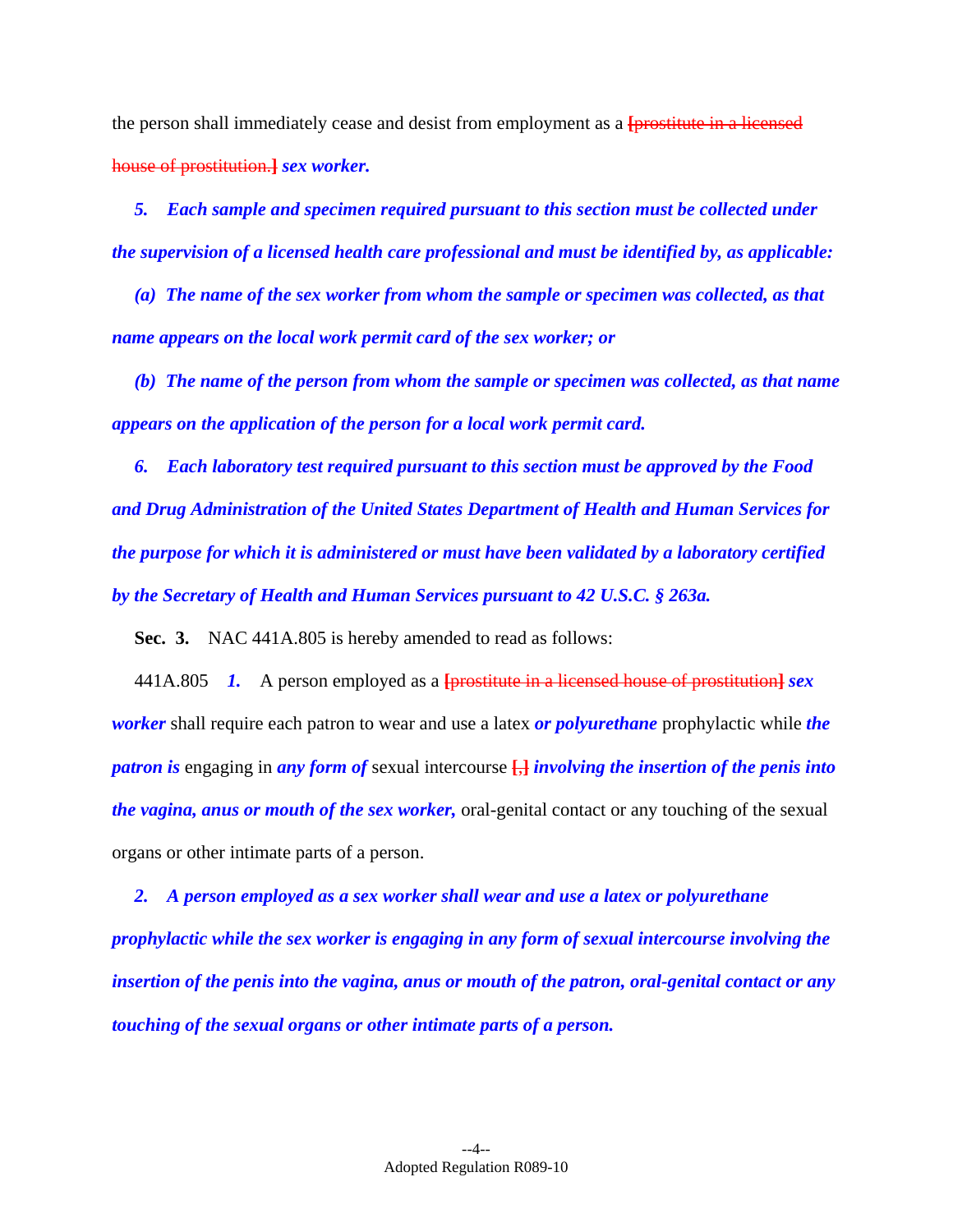the person shall immediately cease and desist from employment as a [prostitute in a licensed house of prostitution.] ***sex worker.***

***5. Each sample and specimen required pursuant to this section must be collected under the supervision of a licensed health care professional and must be identified by, as applicable:***

***(a) The name of the sex worker from whom the sample or specimen was collected, as that name appears on the local work permit card of the sex worker; or***

***(b) The name of the person from whom the sample or specimen was collected, as that name appears on the application of the person for a local work permit card.***

***6. Each laboratory test required pursuant to this section must be approved by the Food and Drug Administration of the United States Department of Health and Human Services for the purpose for which it is administered or must have been validated by a laboratory certified by the Secretary of Health and Human Services pursuant to 42 U.S.C. § 263a.***

**Sec. 3.** NAC 441A.805 is hereby amended to read as follows:

441A.805 ***1.*** A person employed as a [prostitute in a licensed house of prostitution] ***sex worker*** shall require each patron to wear and use a latex ***or polyurethane*** prophylactic while ***the patron is*** engaging in ***any form of*** sexual intercourse [,] ***involving the insertion of the penis into the vagina, anus or mouth of the sex worker,*** oral-genital contact or any touching of the sexual organs or other intimate parts of a person.

***2. A person employed as a sex worker shall wear and use a latex or polyurethane prophylactic while the sex worker is engaging in any form of sexual intercourse involving the insertion of the penis into the vagina, anus or mouth of the patron, oral-genital contact or any touching of the sexual organs or other intimate parts of a person.***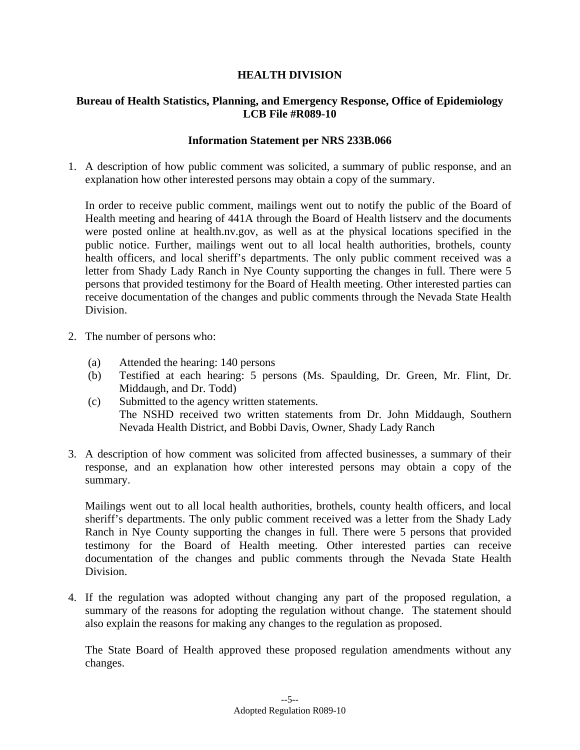**HEALTH DIVISION**

**Bureau of Health Statistics, Planning, and Emergency Response, Office of Epidemiology LCB File #R089-10**

**Information Statement per NRS 233B.066**

1. A description of how public comment was solicited, a summary of public response, and an explanation how other interested persons may obtain a copy of the summary.

   In order to receive public comment, mailings went out to notify the public of the Board of Health meeting and hearing of 441A through the Board of Health listserv and the documents were posted online at health.nv.gov, as well as at the physical locations specified in the public notice. Further, mailings went out to all local health authorities, brothels, county health officers, and local sheriff's departments. The only public comment received was a letter from Shady Lady Ranch in Nye County supporting the changes in full. There were 5 persons that provided testimony for the Board of Health meeting. Other interested parties can receive documentation of the changes and public comments through the Nevada State Health Division.

2. The number of persons who:

   (a) Attended the hearing: 140 persons
   (b) Testified at each hearing: 5 persons (Ms. Spaulding, Dr. Green, Mr. Flint, Dr. Middaugh, and Dr. Todd)
   (c) Submitted to the agency written statements.
   The NSHD received two written statements from Dr. John Middaugh, Southern Nevada Health District, and Bobbi Davis, Owner, Shady Lady Ranch

3. A description of how comment was solicited from affected businesses, a summary of their response, and an explanation how other interested persons may obtain a copy of the summary.

   Mailings went out to all local health authorities, brothels, county health officers, and local sheriff's departments. The only public comment received was a letter from the Shady Lady Ranch in Nye County supporting the changes in full. There were 5 persons that provided testimony for the Board of Health meeting. Other interested parties can receive documentation of the changes and public comments through the Nevada State Health Division.

4. If the regulation was adopted without changing any part of the proposed regulation, a summary of the reasons for adopting the regulation without change. The statement should also explain the reasons for making any changes to the regulation as proposed.

   The State Board of Health approved these proposed regulation amendments without any changes.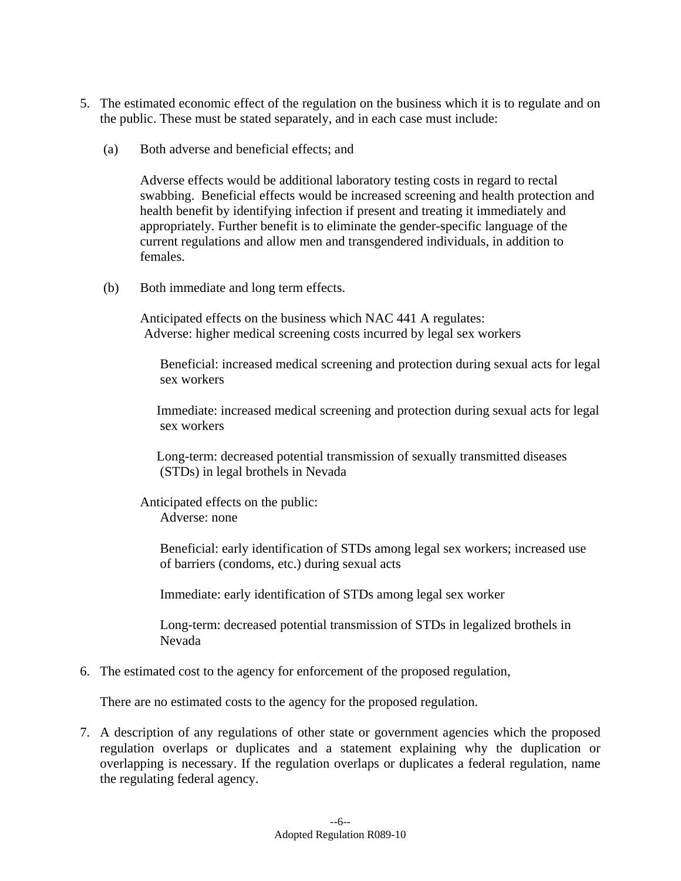5. The estimated economic effect of the regulation on the business which it is to regulate and on the public. These must be stated separately, and in each case must include:

   (a) Both adverse and beneficial effects; and

   Adverse effects would be additional laboratory testing costs in regard to rectal swabbing. Beneficial effects would be increased screening and health protection and health benefit by identifying infection if present and treating it immediately and appropriately. Further benefit is to eliminate the gender-specific language of the current regulations and allow men and transgendered individuals, in addition to females.

   (b) Both immediate and long term effects.

   Anticipated effects on the business which NAC 441 A regulates:
   Adverse: higher medical screening costs incurred by legal sex workers

   Beneficial: increased medical screening and protection during sexual acts for legal sex workers

   Immediate: increased medical screening and protection during sexual acts for legal sex workers

   Long-term: decreased potential transmission of sexually transmitted diseases (STDs) in legal brothels in Nevada

   Anticipated effects on the public:
   Adverse: none

   Beneficial: early identification of STDs among legal sex workers; increased use of barriers (condoms, etc.) during sexual acts

   Immediate: early identification of STDs among legal sex worker

   Long-term: decreased potential transmission of STDs in legalized brothels in Nevada

6. The estimated cost to the agency for enforcement of the proposed regulation,

   There are no estimated costs to the agency for the proposed regulation.

7. A description of any regulations of other state or government agencies which the proposed regulation overlaps or duplicates and a statement explaining why the duplication or overlapping is necessary. If the regulation overlaps or duplicates a federal regulation, name the regulating federal agency.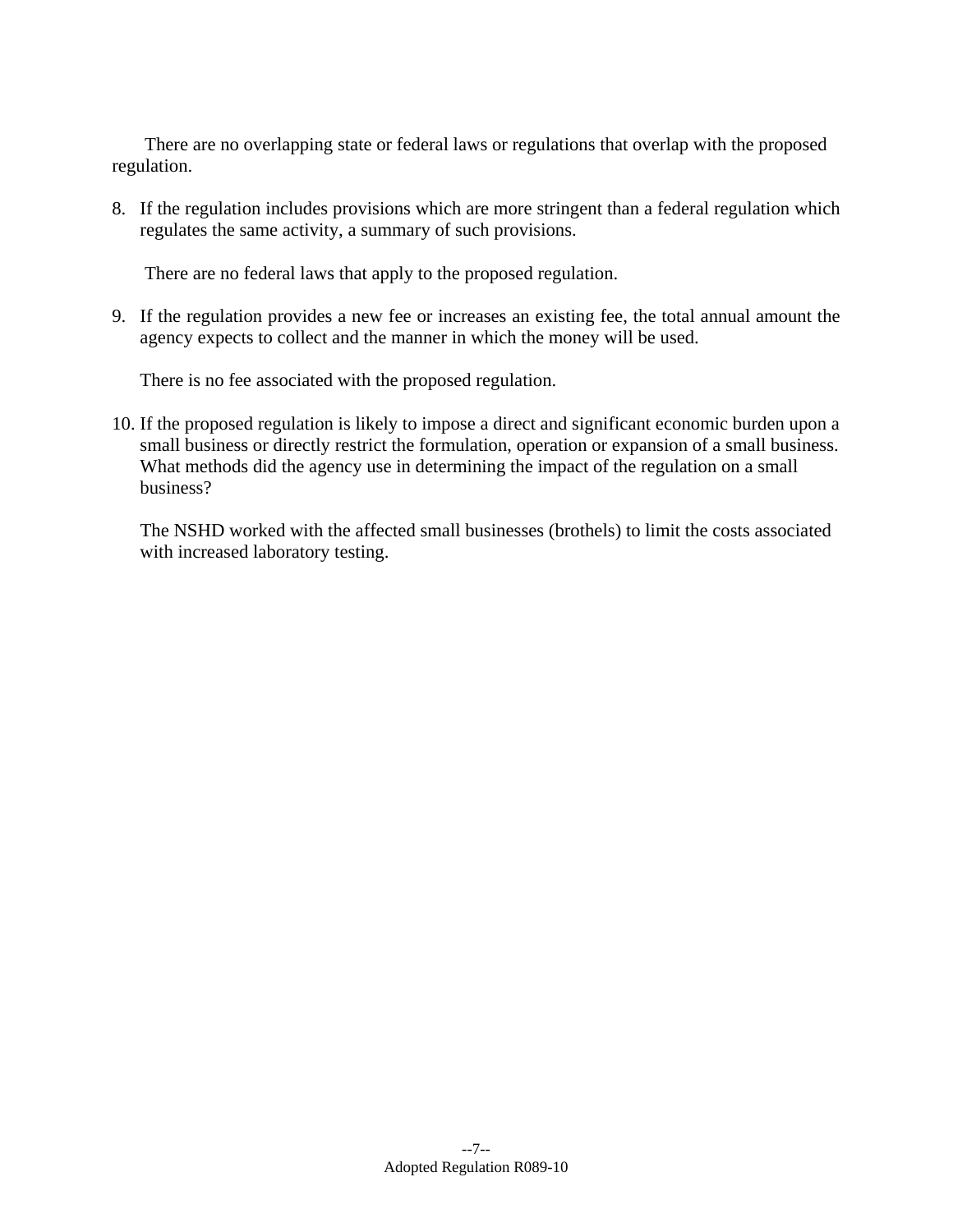There are no overlapping state or federal laws or regulations that overlap with the proposed regulation.

8. If the regulation includes provisions which are more stringent than a federal regulation which regulates the same activity, a summary of such provisions.

   There are no federal laws that apply to the proposed regulation.

9. If the regulation provides a new fee or increases an existing fee, the total annual amount the agency expects to collect and the manner in which the money will be used.

   There is no fee associated with the proposed regulation.

10. If the proposed regulation is likely to impose a direct and significant economic burden upon a small business or directly restrict the formulation, operation or expansion of a small business. What methods did the agency use in determining the impact of the regulation on a small business?

    The NSHD worked with the affected small businesses (brothels) to limit the costs associated with increased laboratory testing.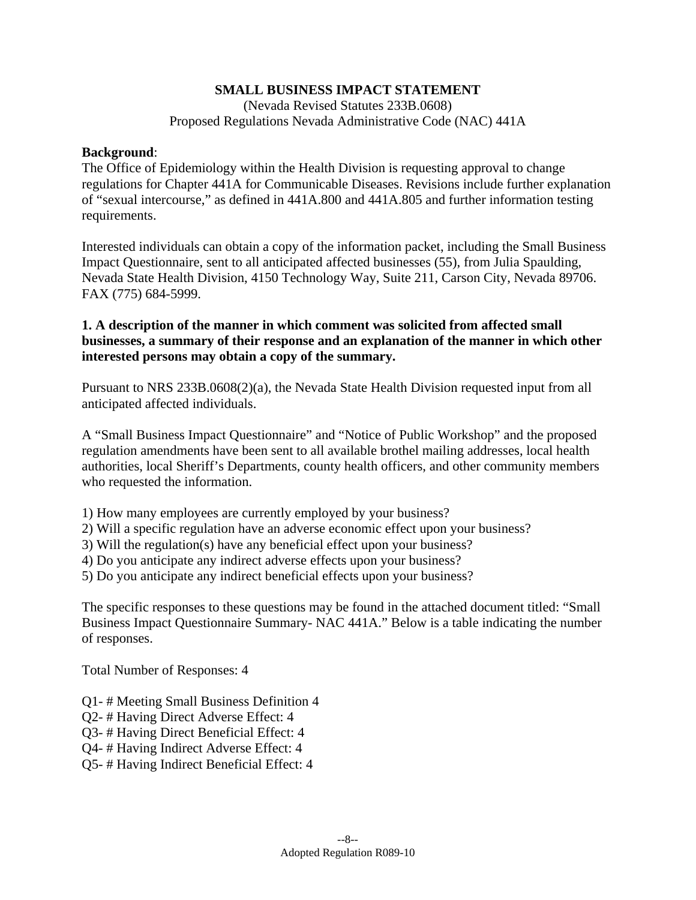# SMALL BUSINESS IMPACT STATEMENT

(Nevada Revised Statutes 233B.0608)
Proposed Regulations Nevada Administrative Code (NAC) 441A

**Background**:
The Office of Epidemiology within the Health Division is requesting approval to change regulations for Chapter 441A for Communicable Diseases. Revisions include further explanation of “sexual intercourse,” as defined in 441A.800 and 441A.805 and further information testing requirements.

Interested individuals can obtain a copy of the information packet, including the Small Business Impact Questionnaire, sent to all anticipated affected businesses (55), from Julia Spaulding, Nevada State Health Division, 4150 Technology Way, Suite 211, Carson City, Nevada 89706. FAX (775) 684-5999.

**1. A description of the manner in which comment was solicited from affected small businesses, a summary of their response and an explanation of the manner in which other interested persons may obtain a copy of the summary.**

Pursuant to NRS 233B.0608(2)(a), the Nevada State Health Division requested input from all anticipated affected individuals.

A “Small Business Impact Questionnaire” and “Notice of Public Workshop” and the proposed regulation amendments have been sent to all available brothel mailing addresses, local health authorities, local Sheriff’s Departments, county health officers, and other community members who requested the information.

1) How many employees are currently employed by your business?
2) Will a specific regulation have an adverse economic effect upon your business?
3) Will the regulation(s) have any beneficial effect upon your business?
4) Do you anticipate any indirect adverse effects upon your business?
5) Do you anticipate any indirect beneficial effects upon your business?

The specific responses to these questions may be found in the attached document titled: “Small Business Impact Questionnaire Summary- NAC 441A.” Below is a table indicating the number of responses.

Total Number of Responses: 4

Q1- # Meeting Small Business Definition 4
Q2- # Having Direct Adverse Effect: 4
Q3- # Having Direct Beneficial Effect: 4
Q4- # Having Indirect Adverse Effect: 4
Q5- # Having Indirect Beneficial Effect: 4

Adopted Regulation R089-10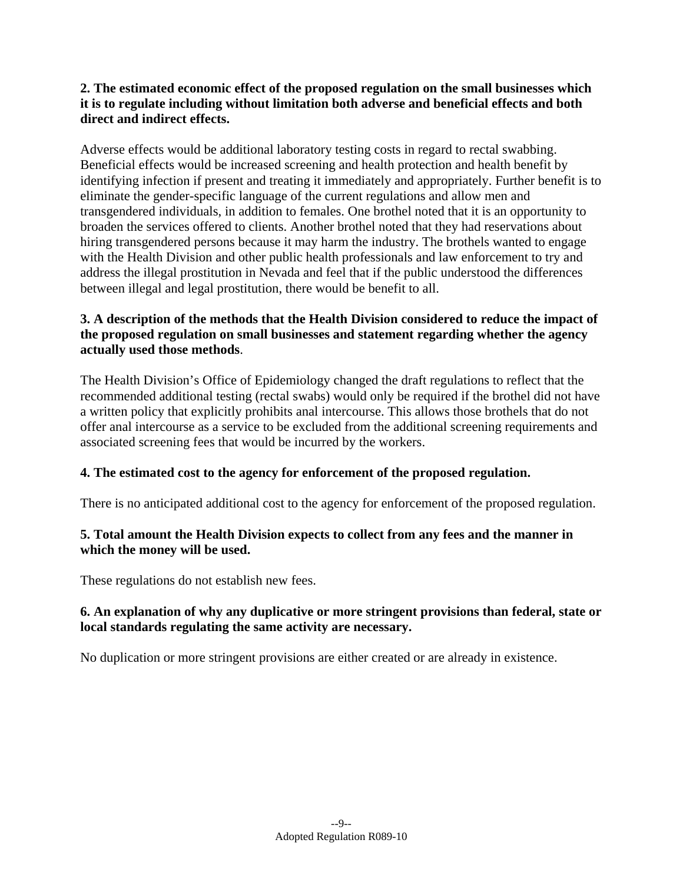**2. The estimated economic effect of the proposed regulation on the small businesses which it is to regulate including without limitation both adverse and beneficial effects and both direct and indirect effects.**

Adverse effects would be additional laboratory testing costs in regard to rectal swabbing. Beneficial effects would be increased screening and health protection and health benefit by identifying infection if present and treating it immediately and appropriately. Further benefit is to eliminate the gender-specific language of the current regulations and allow men and transgendered individuals, in addition to females. One brothel noted that it is an opportunity to broaden the services offered to clients. Another brothel noted that they had reservations about hiring transgendered persons because it may harm the industry. The brothels wanted to engage with the Health Division and other public health professionals and law enforcement to try and address the illegal prostitution in Nevada and feel that if the public understood the differences between illegal and legal prostitution, there would be benefit to all.

**3. A description of the methods that the Health Division considered to reduce the impact of the proposed regulation on small businesses and statement regarding whether the agency actually used those methods**.

The Health Division's Office of Epidemiology changed the draft regulations to reflect that the recommended additional testing (rectal swabs) would only be required if the brothel did not have a written policy that explicitly prohibits anal intercourse. This allows those brothels that do not offer anal intercourse as a service to be excluded from the additional screening requirements and associated screening fees that would be incurred by the workers.

**4. The estimated cost to the agency for enforcement of the proposed regulation.**

There is no anticipated additional cost to the agency for enforcement of the proposed regulation.

**5. Total amount the Health Division expects to collect from any fees and the manner in which the money will be used.**

These regulations do not establish new fees.

**6. An explanation of why any duplicative or more stringent provisions than federal, state or local standards regulating the same activity are necessary.**

No duplication or more stringent provisions are either created or are already in existence.